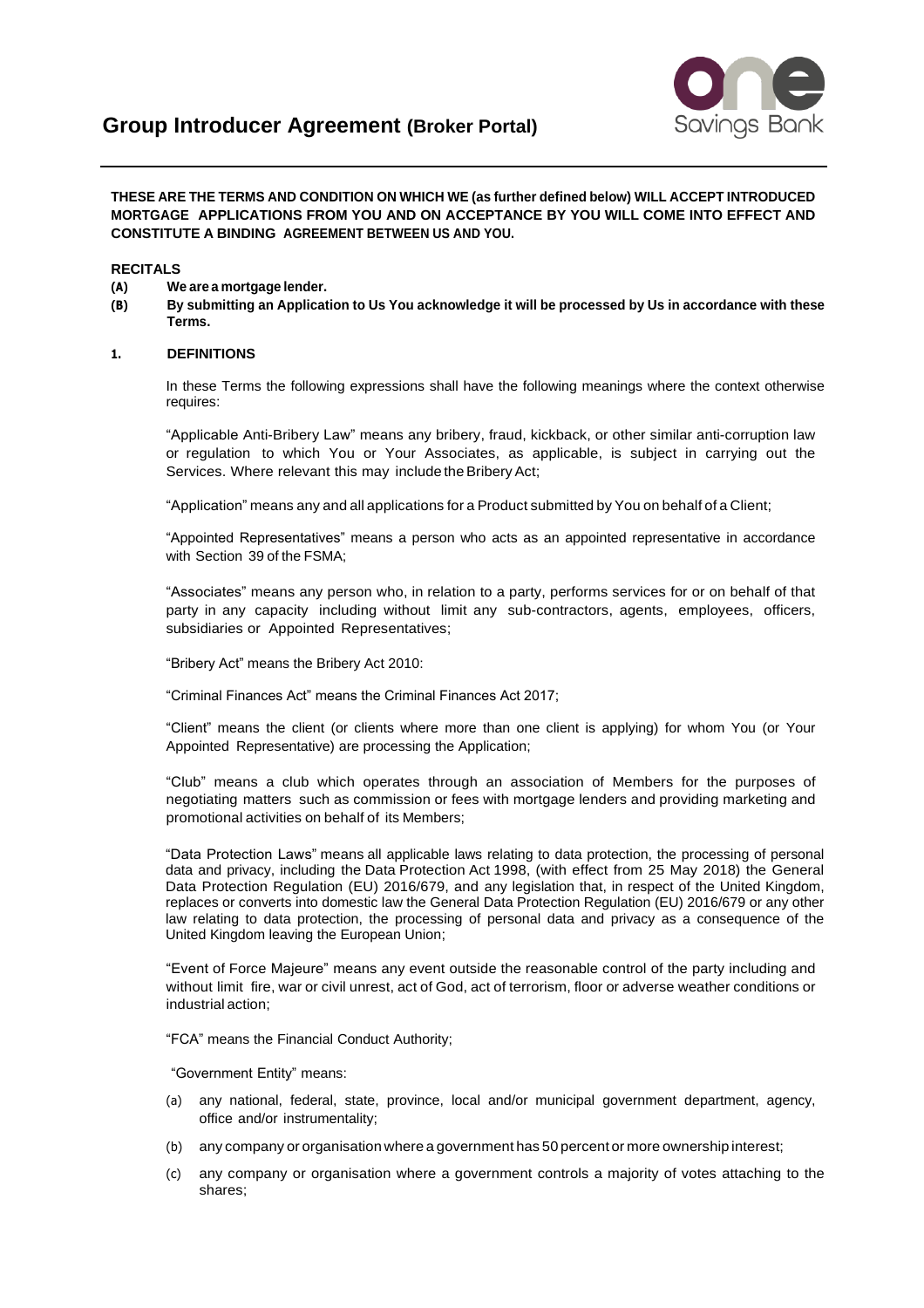# Group Introducer Agreement (Broker Portal)

**THESE ARE THE TERMS AND CONDITION ON WHICH WE (as further defined below) WILL ACCEPT INTRODUCED MORTGAGE APPLICATIONS FROM YOU AND ON ACCEPTANCE BY YOU WILL COME INTO EFFECT AND CONSTITUTE A BINDING AGREEMENT BETWEEN US AND YOU.**

**RECITALS**

**(A) We are a mortgage lender.**

**(B) By submitting an Application to Us You acknowledge it will be processed by Us in accordance with these Terms.**

## 1. DEFINITIONS

In these Terms the following expressions shall have the following meanings where the context otherwise requires:

"Applicable Anti-Bribery Law" means any bribery, fraud, kickback, or other similar anti-corruption law or regulation to which You or Your Associates, as applicable, is subject in carrying out the Services. Where relevant this may include the Bribery Act;

"Application" means any and all applications for a Product submitted by You on behalf of a Client;

"Appointed Representatives" means a person who acts as an appointed representative in accordance with Section 39 of the FSMA;

"Associates" means any person who, in relation to a party, performs services for or on behalf of that party in any capacity including without limit any sub-contractors, agents, employees, officers, subsidiaries or Appointed Representatives;

"Bribery Act" means the Bribery Act 2010:

"Criminal Finances Act" means the Criminal Finances Act 2017;

"Client" means the client (or clients where more than one client is applying) for whom You (or Your Appointed Representative) are processing the Application;

"Club" means a club which operates through an association of Members for the purposes of negotiating matters such as commission or fees with mortgage lenders and providing marketing and promotional activities on behalf of its Members;

"Data Protection Laws" means all applicable laws relating to data protection, the processing of personal data and privacy, including the Data Protection Act 1998, (with effect from 25 May 2018) the General Data Protection Regulation (EU) 2016/679, and any legislation that, in respect of the United Kingdom, replaces or converts into domestic law the General Data Protection Regulation (EU) 2016/679 or any other law relating to data protection, the processing of personal data and privacy as a consequence of the United Kingdom leaving the European Union;

"Event of Force Majeure" means any event outside the reasonable control of the party including and without limit fire, war or civil unrest, act of God, act of terrorism, floor or adverse weather conditions or industrial action;

"FCA" means the Financial Conduct Authority;

"Government Entity" means:

(a) any national, federal, state, province, local and/or municipal government department, agency, office and/or instrumentality;

(b) any company or organisation where a government has 50 percent or more ownership interest;

(c) any company or organisation where a government controls a majority of votes attaching to the shares;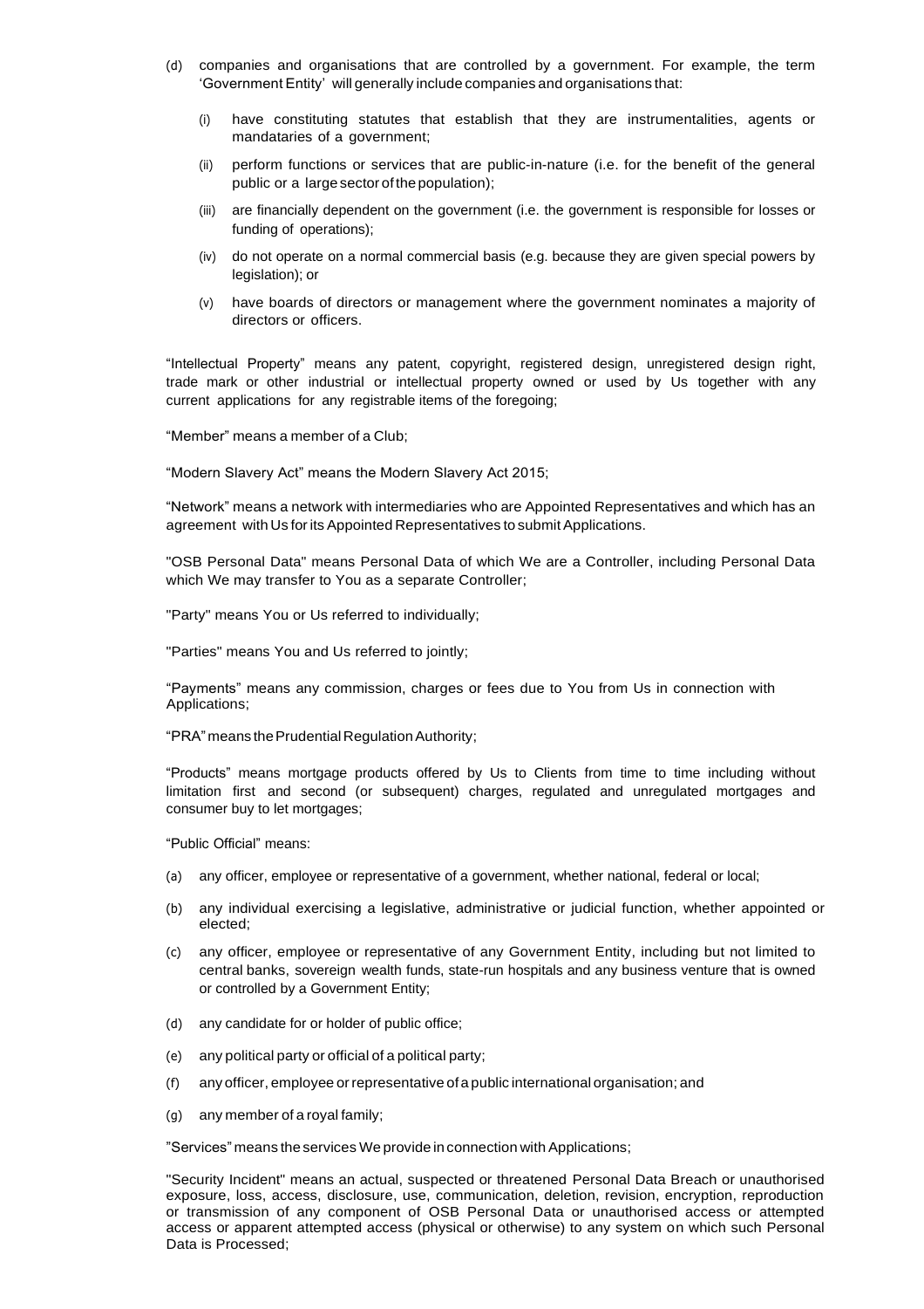(d) companies and organisations that are controlled by a government. For example, the term 'Government Entity' will generally include companies and organisations that:

    (i) have constituting statutes that establish that they are instrumentalities, agents or mandataries of a government;

    (ii) perform functions or services that are public-in-nature (i.e. for the benefit of the general public or a large sector of the population);

    (iii) are financially dependent on the government (i.e. the government is responsible for losses or funding of operations);

    (iv) do not operate on a normal commercial basis (e.g. because they are given special powers by legislation); or

    (v) have boards of directors or management where the government nominates a majority of directors or officers.

"Intellectual Property" means any patent, copyright, registered design, unregistered design right, trade mark or other industrial or intellectual property owned or used by Us together with any current applications for any registrable items of the foregoing;

"Member" means a member of a Club;

"Modern Slavery Act" means the Modern Slavery Act 2015;

"Network" means a network with intermediaries who are Appointed Representatives and which has an agreement with Us for its Appointed Representatives to submit Applications.

"OSB Personal Data" means Personal Data of which We are a Controller, including Personal Data which We may transfer to You as a separate Controller;

"Party" means You or Us referred to individually;

"Parties" means You and Us referred to jointly;

"Payments" means any commission, charges or fees due to You from Us in connection with Applications;

"PRA" means the Prudential Regulation Authority;

"Products" means mortgage products offered by Us to Clients from time to time including without limitation first and second (or subsequent) charges, regulated and unregulated mortgages and consumer buy to let mortgages;

"Public Official" means:

(a) any officer, employee or representative of a government, whether national, federal or local;

(b) any individual exercising a legislative, administrative or judicial function, whether appointed or elected;

(c) any officer, employee or representative of any Government Entity, including but not limited to central banks, sovereign wealth funds, state-run hospitals and any business venture that is owned or controlled by a Government Entity;

(d) any candidate for or holder of public office;

(e) any political party or official of a political party;

(f) any officer, employee or representative of a public international organisation; and

(g) any member of a royal family;

"Services" means the services We provide in connection with Applications;

"Security Incident" means an actual, suspected or threatened Personal Data Breach or unauthorised exposure, loss, access, disclosure, use, communication, deletion, revision, encryption, reproduction or transmission of any component of OSB Personal Data or unauthorised access or attempted access or apparent attempted access (physical or otherwise) to any system on which such Personal Data is Processed;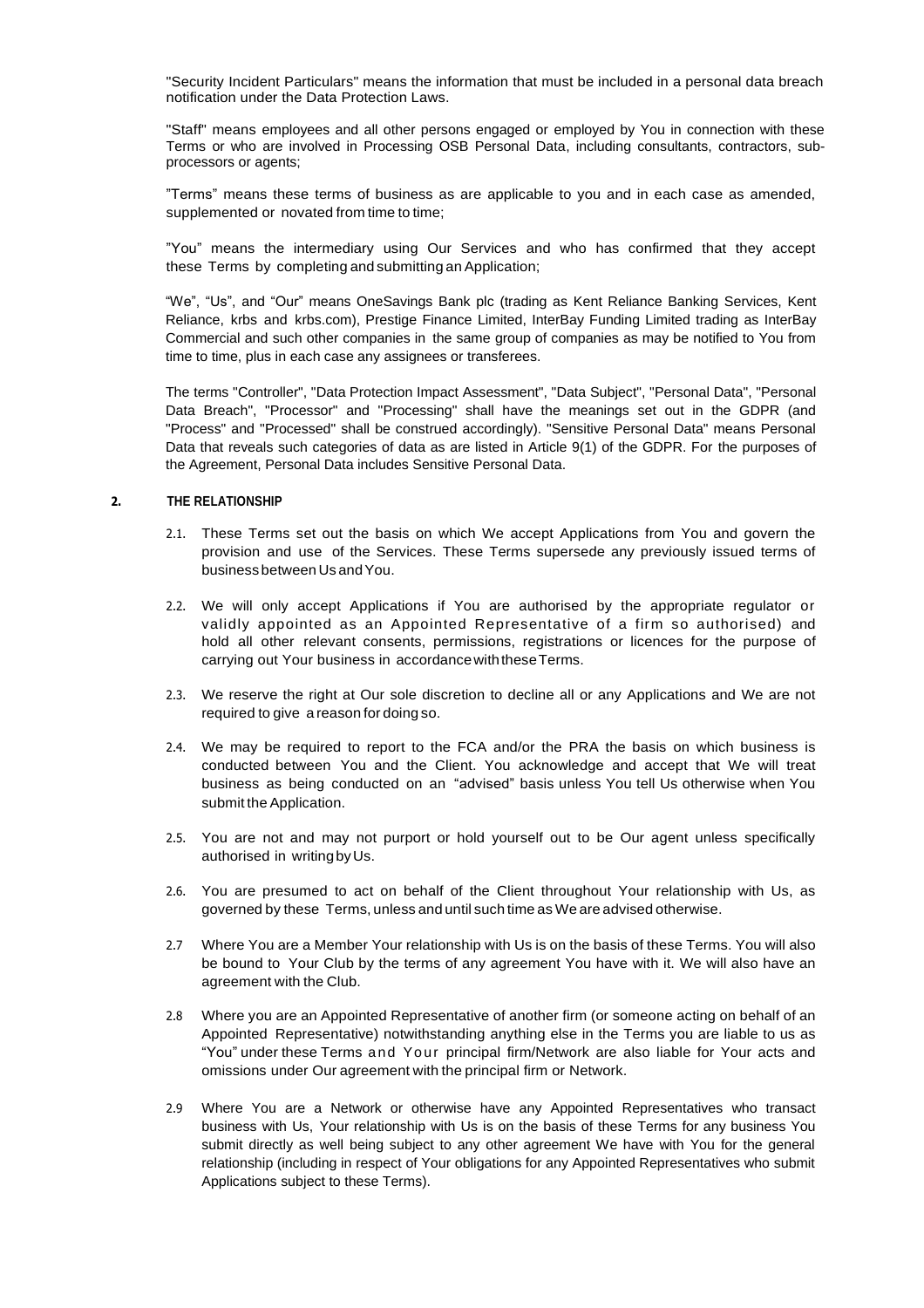"Security Incident Particulars" means the information that must be included in a personal data breach notification under the Data Protection Laws.

"Staff" means employees and all other persons engaged or employed by You in connection with these Terms or who are involved in Processing OSB Personal Data, including consultants, contractors, sub-processors or agents;

"Terms" means these terms of business as are applicable to you and in each case as amended, supplemented or novated from time to time;

"You" means the intermediary using Our Services and who has confirmed that they accept these Terms by completing and submitting an Application;

"We", "Us", and "Our" means OneSavings Bank plc (trading as Kent Reliance Banking Services, Kent Reliance, krbs and krbs.com), Prestige Finance Limited, InterBay Funding Limited trading as InterBay Commercial and such other companies in the same group of companies as may be notified to You from time to time, plus in each case any assignees or transferees.

The terms "Controller", "Data Protection Impact Assessment", "Data Subject", "Personal Data", "Personal Data Breach", "Processor" and "Processing" shall have the meanings set out in the GDPR (and "Process" and "Processed" shall be construed accordingly). "Sensitive Personal Data" means Personal Data that reveals such categories of data as are listed in Article 9(1) of the GDPR. For the purposes of the Agreement, Personal Data includes Sensitive Personal Data.

## 2. THE RELATIONSHIP

2.1. These Terms set out the basis on which We accept Applications from You and govern the provision and use of the Services. These Terms supersede any previously issued terms of business between Us and You.

2.2. We will only accept Applications if You are authorised by the appropriate regulator or validly appointed as an Appointed Representative of a firm so authorised) and hold all other relevant consents, permissions, registrations or licences for the purpose of carrying out Your business in accordance with these Terms.

2.3. We reserve the right at Our sole discretion to decline all or any Applications and We are not required to give a reason for doing so.

2.4. We may be required to report to the FCA and/or the PRA the basis on which business is conducted between You and the Client. You acknowledge and accept that We will treat business as being conducted on an "advised" basis unless You tell Us otherwise when You submit the Application.

2.5. You are not and may not purport or hold yourself out to be Our agent unless specifically authorised in writing by Us.

2.6. You are presumed to act on behalf of the Client throughout Your relationship with Us, as governed by these Terms, unless and until such time as We are advised otherwise.

2.7 Where You are a Member Your relationship with Us is on the basis of these Terms. You will also be bound to Your Club by the terms of any agreement You have with it. We will also have an agreement with the Club.

2.8 Where you are an Appointed Representative of another firm (or someone acting on behalf of an Appointed Representative) notwithstanding anything else in the Terms you are liable to us as "You" under these Terms and Your principal firm/Network are also liable for Your acts and omissions under Our agreement with the principal firm or Network.

2.9 Where You are a Network or otherwise have any Appointed Representatives who transact business with Us, Your relationship with Us is on the basis of these Terms for any business You submit directly as well being subject to any other agreement We have with You for the general relationship (including in respect of Your obligations for any Appointed Representatives who submit Applications subject to these Terms).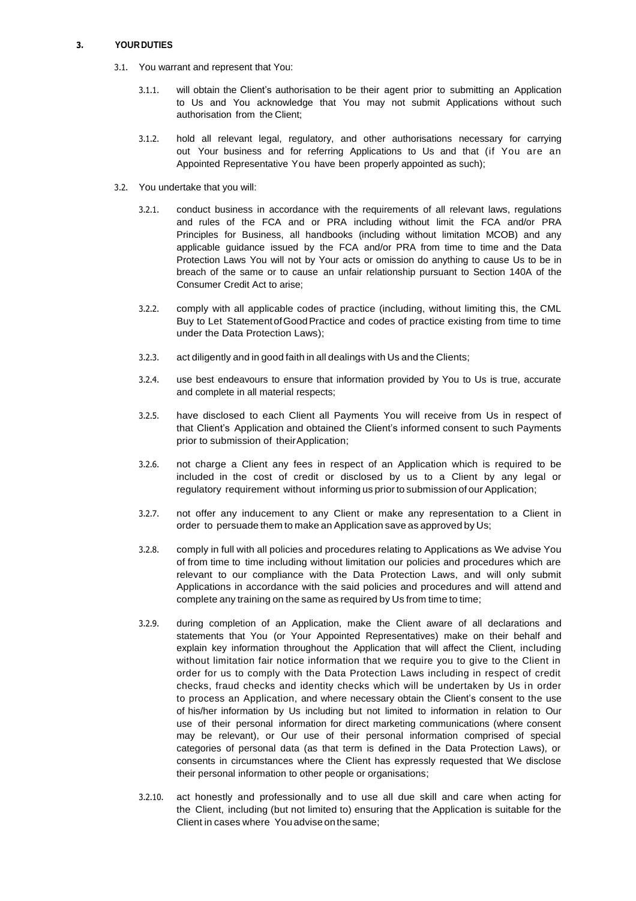## 3. YOUR DUTIES

3.1. You warrant and represent that You:

3.1.1. will obtain the Client's authorisation to be their agent prior to submitting an Application to Us and You acknowledge that You may not submit Applications without such authorisation from the Client;

3.1.2. hold all relevant legal, regulatory, and other authorisations necessary for carrying out Your business and for referring Applications to Us and that (if You are an Appointed Representative You have been properly appointed as such);

3.2. You undertake that you will:

3.2.1. conduct business in accordance with the requirements of all relevant laws, regulations and rules of the FCA and or PRA including without limit the FCA and/or PRA Principles for Business, all handbooks (including without limitation MCOB) and any applicable guidance issued by the FCA and/or PRA from time to time and the Data Protection Laws You will not by Your acts or omission do anything to cause Us to be in breach of the same or to cause an unfair relationship pursuant to Section 140A of the Consumer Credit Act to arise;

3.2.2. comply with all applicable codes of practice (including, without limiting this, the CML Buy to Let Statement of Good Practice and codes of practice existing from time to time under the Data Protection Laws);

3.2.3. act diligently and in good faith in all dealings with Us and the Clients;

3.2.4. use best endeavours to ensure that information provided by You to Us is true, accurate and complete in all material respects;

3.2.5. have disclosed to each Client all Payments You will receive from Us in respect of that Client's Application and obtained the Client's informed consent to such Payments prior to submission of their Application;

3.2.6. not charge a Client any fees in respect of an Application which is required to be included in the cost of credit or disclosed by us to a Client by any legal or regulatory requirement without informing us prior to submission of our Application;

3.2.7. not offer any inducement to any Client or make any representation to a Client in order to persuade them to make an Application save as approved by Us;

3.2.8. comply in full with all policies and procedures relating to Applications as We advise You of from time to time including without limitation our policies and procedures which are relevant to our compliance with the Data Protection Laws, and will only submit Applications in accordance with the said policies and procedures and will attend and complete any training on the same as required by Us from time to time;

3.2.9. during completion of an Application, make the Client aware of all declarations and statements that You (or Your Appointed Representatives) make on their behalf and explain key information throughout the Application that will affect the Client, including without limitation fair notice information that we require you to give to the Client in order for us to comply with the Data Protection Laws including in respect of credit checks, fraud checks and identity checks which will be undertaken by Us in order to process an Application, and where necessary obtain the Client's consent to the use of his/her information by Us including but not limited to information in relation to Our use of their personal information for direct marketing communications (where consent may be relevant), or Our use of their personal information comprised of special categories of personal data (as that term is defined in the Data Protection Laws), or consents in circumstances where the Client has expressly requested that We disclose their personal information to other people or organisations;

3.2.10. act honestly and professionally and to use all due skill and care when acting for the Client, including (but not limited to) ensuring that the Application is suitable for the Client in cases where You advise on the same;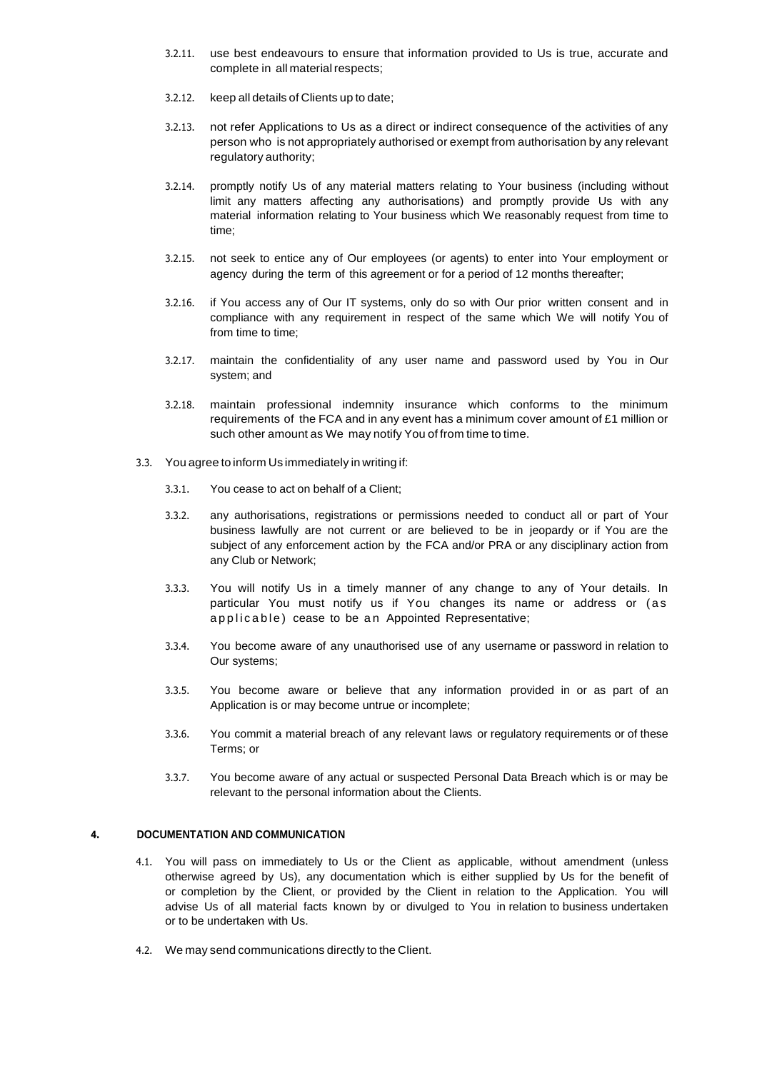3.2.11. use best endeavours to ensure that information provided to Us is true, accurate and complete in all material respects;

3.2.12. keep all details of Clients up to date;

3.2.13. not refer Applications to Us as a direct or indirect consequence of the activities of any person who is not appropriately authorised or exempt from authorisation by any relevant regulatory authority;

3.2.14. promptly notify Us of any material matters relating to Your business (including without limit any matters affecting any authorisations) and promptly provide Us with any material information relating to Your business which We reasonably request from time to time;

3.2.15. not seek to entice any of Our employees (or agents) to enter into Your employment or agency during the term of this agreement or for a period of 12 months thereafter;

3.2.16. if You access any of Our IT systems, only do so with Our prior written consent and in compliance with any requirement in respect of the same which We will notify You of from time to time;

3.2.17. maintain the confidentiality of any user name and password used by You in Our system; and

3.2.18. maintain professional indemnity insurance which conforms to the minimum requirements of the FCA and in any event has a minimum cover amount of £1 million or such other amount as We may notify You of from time to time.

3.3. You agree to inform Us immediately in writing if:

3.3.1. You cease to act on behalf of a Client;

3.3.2. any authorisations, registrations or permissions needed to conduct all or part of Your business lawfully are not current or are believed to be in jeopardy or if You are the subject of any enforcement action by the FCA and/or PRA or any disciplinary action from any Club or Network;

3.3.3. You will notify Us in a timely manner of any change to any of Your details. In particular You must notify us if You changes its name or address or (as applicable) cease to be an Appointed Representative;

3.3.4. You become aware of any unauthorised use of any username or password in relation to Our systems;

3.3.5. You become aware or believe that any information provided in or as part of an Application is or may become untrue or incomplete;

3.3.6. You commit a material breach of any relevant laws or regulatory requirements or of these Terms; or

3.3.7. You become aware of any actual or suspected Personal Data Breach which is or may be relevant to the personal information about the Clients.

## 4. DOCUMENTATION AND COMMUNICATION

4.1. You will pass on immediately to Us or the Client as applicable, without amendment (unless otherwise agreed by Us), any documentation which is either supplied by Us for the benefit of or completion by the Client, or provided by the Client in relation to the Application. You will advise Us of all material facts known by or divulged to You in relation to business undertaken or to be undertaken with Us.

4.2. We may send communications directly to the Client.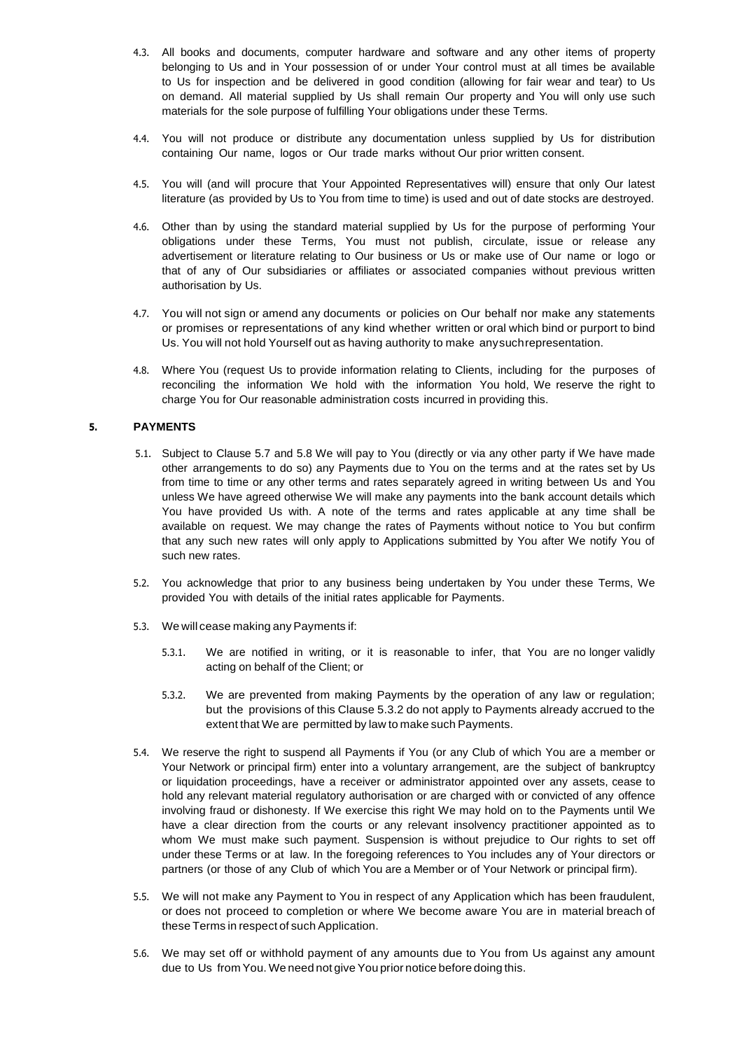4.3. All books and documents, computer hardware and software and any other items of property belonging to Us and in Your possession of or under Your control must at all times be available to Us for inspection and be delivered in good condition (allowing for fair wear and tear) to Us on demand. All material supplied by Us shall remain Our property and You will only use such materials for the sole purpose of fulfilling Your obligations under these Terms.

4.4. You will not produce or distribute any documentation unless supplied by Us for distribution containing Our name, logos or Our trade marks without Our prior written consent.

4.5. You will (and will procure that Your Appointed Representatives will) ensure that only Our latest literature (as provided by Us to You from time to time) is used and out of date stocks are destroyed.

4.6. Other than by using the standard material supplied by Us for the purpose of performing Your obligations under these Terms, You must not publish, circulate, issue or release any advertisement or literature relating to Our business or Us or make use of Our name or logo or that of any of Our subsidiaries or affiliates or associated companies without previous written authorisation by Us.

4.7. You will not sign or amend any documents or policies on Our behalf nor make any statements or promises or representations of any kind whether written or oral which bind or purport to bind Us. You will not hold Yourself out as having authority to make any such representation.

4.8. Where You (request Us to provide information relating to Clients, including for the purposes of reconciling the information We hold with the information You hold, We reserve the right to charge You for Our reasonable administration costs incurred in providing this.

## 5. PAYMENTS

5.1. Subject to Clause 5.7 and 5.8 We will pay to You (directly or via any other party if We have made other arrangements to do so) any Payments due to You on the terms and at the rates set by Us from time to time or any other terms and rates separately agreed in writing between Us and You unless We have agreed otherwise We will make any payments into the bank account details which You have provided Us with. A note of the terms and rates applicable at any time shall be available on request. We may change the rates of Payments without notice to You but confirm that any such new rates will only apply to Applications submitted by You after We notify You of such new rates.

5.2. You acknowledge that prior to any business being undertaken by You under these Terms, We provided You with details of the initial rates applicable for Payments.

5.3. We will cease making any Payments if:

5.3.1. We are notified in writing, or it is reasonable to infer, that You are no longer validly acting on behalf of the Client; or

5.3.2. We are prevented from making Payments by the operation of any law or regulation; but the provisions of this Clause 5.3.2 do not apply to Payments already accrued to the extent that We are permitted by law to make such Payments.

5.4. We reserve the right to suspend all Payments if You (or any Club of which You are a member or Your Network or principal firm) enter into a voluntary arrangement, are the subject of bankruptcy or liquidation proceedings, have a receiver or administrator appointed over any assets, cease to hold any relevant material regulatory authorisation or are charged with or convicted of any offence involving fraud or dishonesty. If We exercise this right We may hold on to the Payments until We have a clear direction from the courts or any relevant insolvency practitioner appointed as to whom We must make such payment. Suspension is without prejudice to Our rights to set off under these Terms or at law. In the foregoing references to You includes any of Your directors or partners (or those of any Club of which You are a Member or of Your Network or principal firm).

5.5. We will not make any Payment to You in respect of any Application which has been fraudulent, or does not proceed to completion or where We become aware You are in material breach of these Terms in respect of such Application.

5.6. We may set off or withhold payment of any amounts due to You from Us against any amount due to Us from You. We need not give You prior notice before doing this.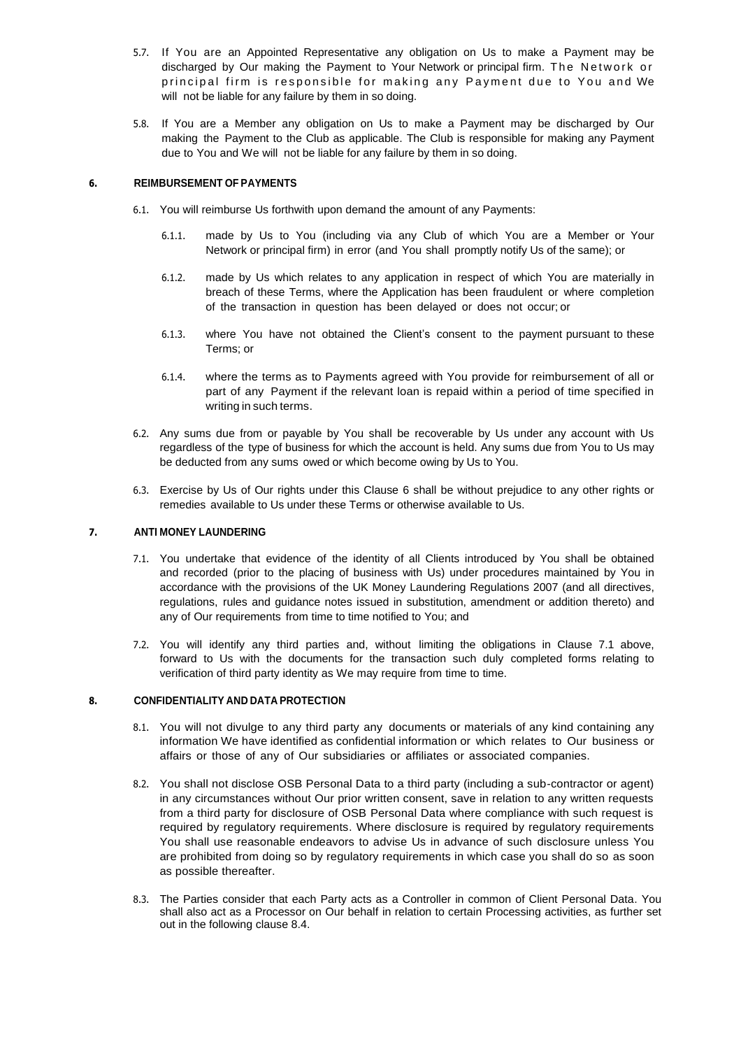5.7. If You are an Appointed Representative any obligation on Us to make a Payment may be discharged by Our making the Payment to Your Network or principal firm. The Network or principal firm is responsible for making any Payment due to You and We will not be liable for any failure by them in so doing.

5.8. If You are a Member any obligation on Us to make a Payment may be discharged by Our making the Payment to the Club as applicable. The Club is responsible for making any Payment due to You and We will not be liable for any failure by them in so doing.

## 6. REIMBURSEMENT OF PAYMENTS

6.1. You will reimburse Us forthwith upon demand the amount of any Payments:

6.1.1. made by Us to You (including via any Club of which You are a Member or Your Network or principal firm) in error (and You shall promptly notify Us of the same); or

6.1.2. made by Us which relates to any application in respect of which You are materially in breach of these Terms, where the Application has been fraudulent or where completion of the transaction in question has been delayed or does not occur; or

6.1.3. where You have not obtained the Client's consent to the payment pursuant to these Terms; or

6.1.4. where the terms as to Payments agreed with You provide for reimbursement of all or part of any Payment if the relevant loan is repaid within a period of time specified in writing in such terms.

6.2. Any sums due from or payable by You shall be recoverable by Us under any account with Us regardless of the type of business for which the account is held. Any sums due from You to Us may be deducted from any sums owed or which become owing by Us to You.

6.3. Exercise by Us of Our rights under this Clause 6 shall be without prejudice to any other rights or remedies available to Us under these Terms or otherwise available to Us.

## 7. ANTI MONEY LAUNDERING

7.1. You undertake that evidence of the identity of all Clients introduced by You shall be obtained and recorded (prior to the placing of business with Us) under procedures maintained by You in accordance with the provisions of the UK Money Laundering Regulations 2007 (and all directives, regulations, rules and guidance notes issued in substitution, amendment or addition thereto) and any of Our requirements from time to time notified to You; and

7.2. You will identify any third parties and, without limiting the obligations in Clause 7.1 above, forward to Us with the documents for the transaction such duly completed forms relating to verification of third party identity as We may require from time to time.

## 8. CONFIDENTIALITY AND DATA PROTECTION

8.1. You will not divulge to any third party any documents or materials of any kind containing any information We have identified as confidential information or which relates to Our business or affairs or those of any of Our subsidiaries or affiliates or associated companies.

8.2. You shall not disclose OSB Personal Data to a third party (including a sub-contractor or agent) in any circumstances without Our prior written consent, save in relation to any written requests from a third party for disclosure of OSB Personal Data where compliance with such request is required by regulatory requirements. Where disclosure is required by regulatory requirements You shall use reasonable endeavors to advise Us in advance of such disclosure unless You are prohibited from doing so by regulatory requirements in which case you shall do so as soon as possible thereafter.

8.3. The Parties consider that each Party acts as a Controller in common of Client Personal Data. You shall also act as a Processor on Our behalf in relation to certain Processing activities, as further set out in the following clause 8.4.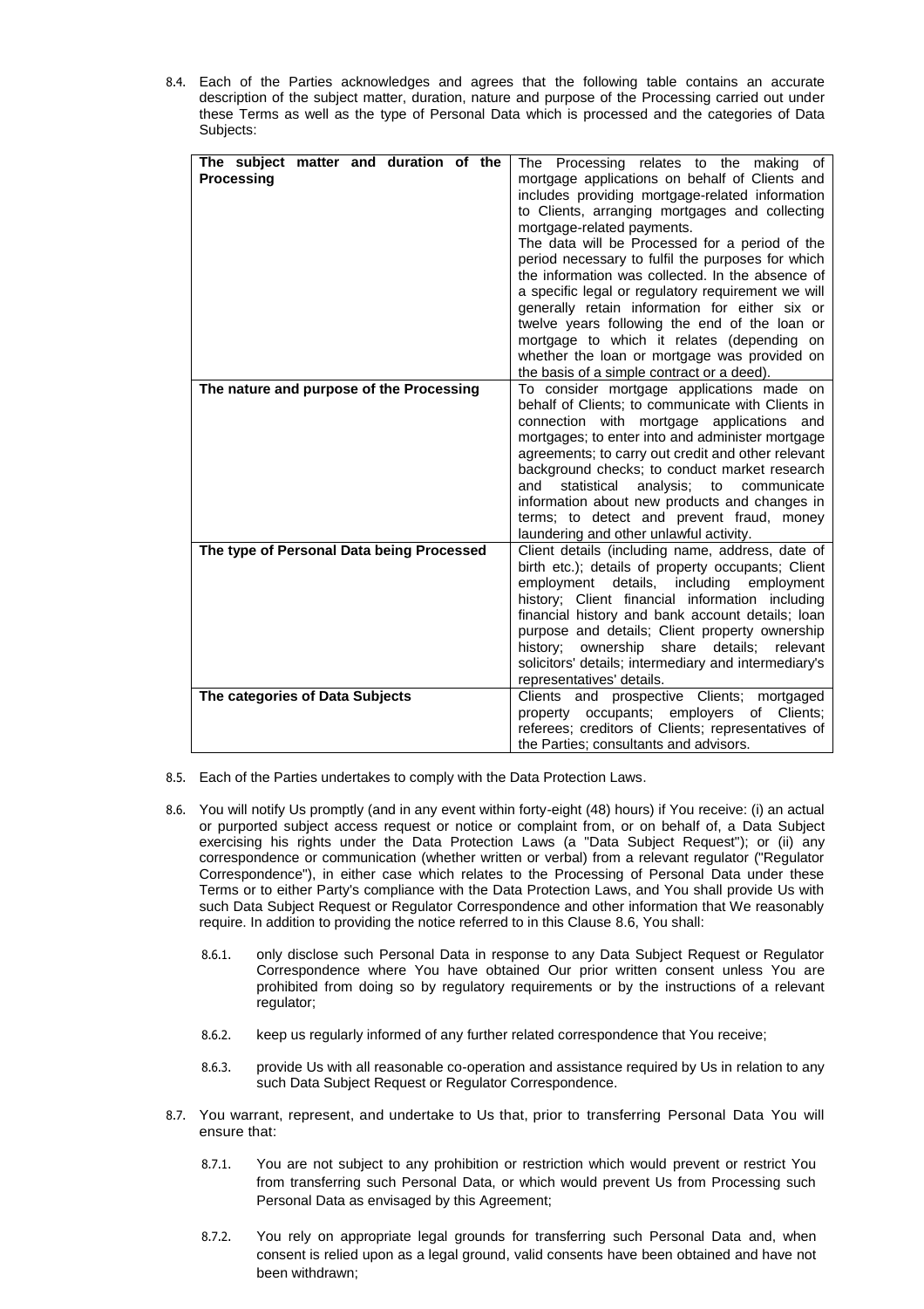8.4. Each of the Parties acknowledges and agrees that the following table contains an accurate description of the subject matter, duration, nature and purpose of the Processing carried out under these Terms as well as the type of Personal Data which is processed and the categories of Data Subjects:

| | |
|---|---|
| **The subject matter and duration of the Processing** | The Processing relates to the making of mortgage applications on behalf of Clients and includes providing mortgage-related information to Clients, arranging mortgages and collecting mortgage-related payments. The data will be Processed for a period of the period necessary to fulfil the purposes for which the information was collected. In the absence of a specific legal or regulatory requirement we will generally retain information for either six or twelve years following the end of the loan or mortgage to which it relates (depending on whether the loan or mortgage was provided on the basis of a simple contract or a deed). |
| **The nature and purpose of the Processing** | To consider mortgage applications made on behalf of Clients; to communicate with Clients in connection with mortgage applications and mortgages; to enter into and administer mortgage agreements; to carry out credit and other relevant background checks; to conduct market research and statistical analysis; to communicate information about new products and changes in terms; to detect and prevent fraud, money laundering and other unlawful activity. |
| **The type of Personal Data being Processed** | Client details (including name, address, date of birth etc.); details of property occupants; Client employment details, including employment history; Client financial information including financial history and bank account details; loan purpose and details; Client property ownership history; ownership share details; relevant solicitors' details; intermediary and intermediary's representatives' details. |
| **The categories of Data Subjects** | Clients and prospective Clients; mortgaged property occupants; employers of Clients; referees; creditors of Clients; representatives of the Parties; consultants and advisors. |

8.5. Each of the Parties undertakes to comply with the Data Protection Laws.

8.6. You will notify Us promptly (and in any event within forty-eight (48) hours) if You receive: (i) an actual or purported subject access request or notice or complaint from, or on behalf of, a Data Subject exercising his rights under the Data Protection Laws (a "Data Subject Request"); or (ii) any correspondence or communication (whether written or verbal) from a relevant regulator ("Regulator Correspondence"), in either case which relates to the Processing of Personal Data under these Terms or to either Party's compliance with the Data Protection Laws, and You shall provide Us with such Data Subject Request or Regulator Correspondence and other information that We reasonably require. In addition to providing the notice referred to in this Clause 8.6, You shall:

8.6.1. only disclose such Personal Data in response to any Data Subject Request or Regulator Correspondence where You have obtained Our prior written consent unless You are prohibited from doing so by regulatory requirements or by the instructions of a relevant regulator;

8.6.2. keep us regularly informed of any further related correspondence that You receive;

8.6.3. provide Us with all reasonable co-operation and assistance required by Us in relation to any such Data Subject Request or Regulator Correspondence.

8.7. You warrant, represent, and undertake to Us that, prior to transferring Personal Data You will ensure that:

8.7.1. You are not subject to any prohibition or restriction which would prevent or restrict You from transferring such Personal Data, or which would prevent Us from Processing such Personal Data as envisaged by this Agreement;

8.7.2. You rely on appropriate legal grounds for transferring such Personal Data and, when consent is relied upon as a legal ground, valid consents have been obtained and have not been withdrawn;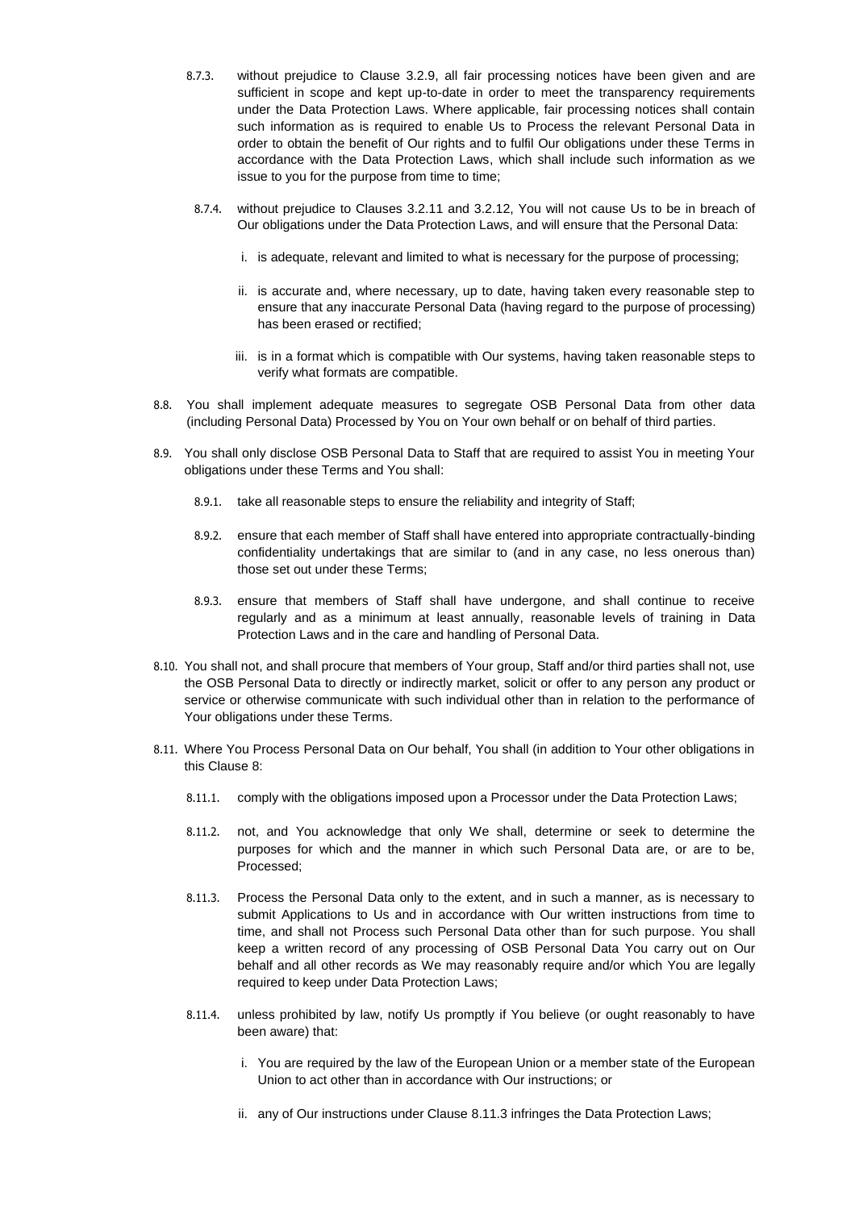8.7.3. without prejudice to Clause 3.2.9, all fair processing notices have been given and are sufficient in scope and kept up-to-date in order to meet the transparency requirements under the Data Protection Laws. Where applicable, fair processing notices shall contain such information as is required to enable Us to Process the relevant Personal Data in order to obtain the benefit of Our rights and to fulfil Our obligations under these Terms in accordance with the Data Protection Laws, which shall include such information as we issue to you for the purpose from time to time;

8.7.4. without prejudice to Clauses 3.2.11 and 3.2.12, You will not cause Us to be in breach of Our obligations under the Data Protection Laws, and will ensure that the Personal Data:

i. is adequate, relevant and limited to what is necessary for the purpose of processing;

ii. is accurate and, where necessary, up to date, having taken every reasonable step to ensure that any inaccurate Personal Data (having regard to the purpose of processing) has been erased or rectified;

iii. is in a format which is compatible with Our systems, having taken reasonable steps to verify what formats are compatible.

8.8. You shall implement adequate measures to segregate OSB Personal Data from other data (including Personal Data) Processed by You on Your own behalf or on behalf of third parties.

8.9. You shall only disclose OSB Personal Data to Staff that are required to assist You in meeting Your obligations under these Terms and You shall:

8.9.1. take all reasonable steps to ensure the reliability and integrity of Staff;

8.9.2. ensure that each member of Staff shall have entered into appropriate contractually-binding confidentiality undertakings that are similar to (and in any case, no less onerous than) those set out under these Terms;

8.9.3. ensure that members of Staff shall have undergone, and shall continue to receive regularly and as a minimum at least annually, reasonable levels of training in Data Protection Laws and in the care and handling of Personal Data.

8.10. You shall not, and shall procure that members of Your group, Staff and/or third parties shall not, use the OSB Personal Data to directly or indirectly market, solicit or offer to any person any product or service or otherwise communicate with such individual other than in relation to the performance of Your obligations under these Terms.

8.11. Where You Process Personal Data on Our behalf, You shall (in addition to Your other obligations in this Clause 8:

8.11.1. comply with the obligations imposed upon a Processor under the Data Protection Laws;

8.11.2. not, and You acknowledge that only We shall, determine or seek to determine the purposes for which and the manner in which such Personal Data are, or are to be, Processed;

8.11.3. Process the Personal Data only to the extent, and in such a manner, as is necessary to submit Applications to Us and in accordance with Our written instructions from time to time, and shall not Process such Personal Data other than for such purpose. You shall keep a written record of any processing of OSB Personal Data You carry out on Our behalf and all other records as We may reasonably require and/or which You are legally required to keep under Data Protection Laws;

8.11.4. unless prohibited by law, notify Us promptly if You believe (or ought reasonably to have been aware) that:

i. You are required by the law of the European Union or a member state of the European Union to act other than in accordance with Our instructions; or

ii. any of Our instructions under Clause 8.11.3 infringes the Data Protection Laws;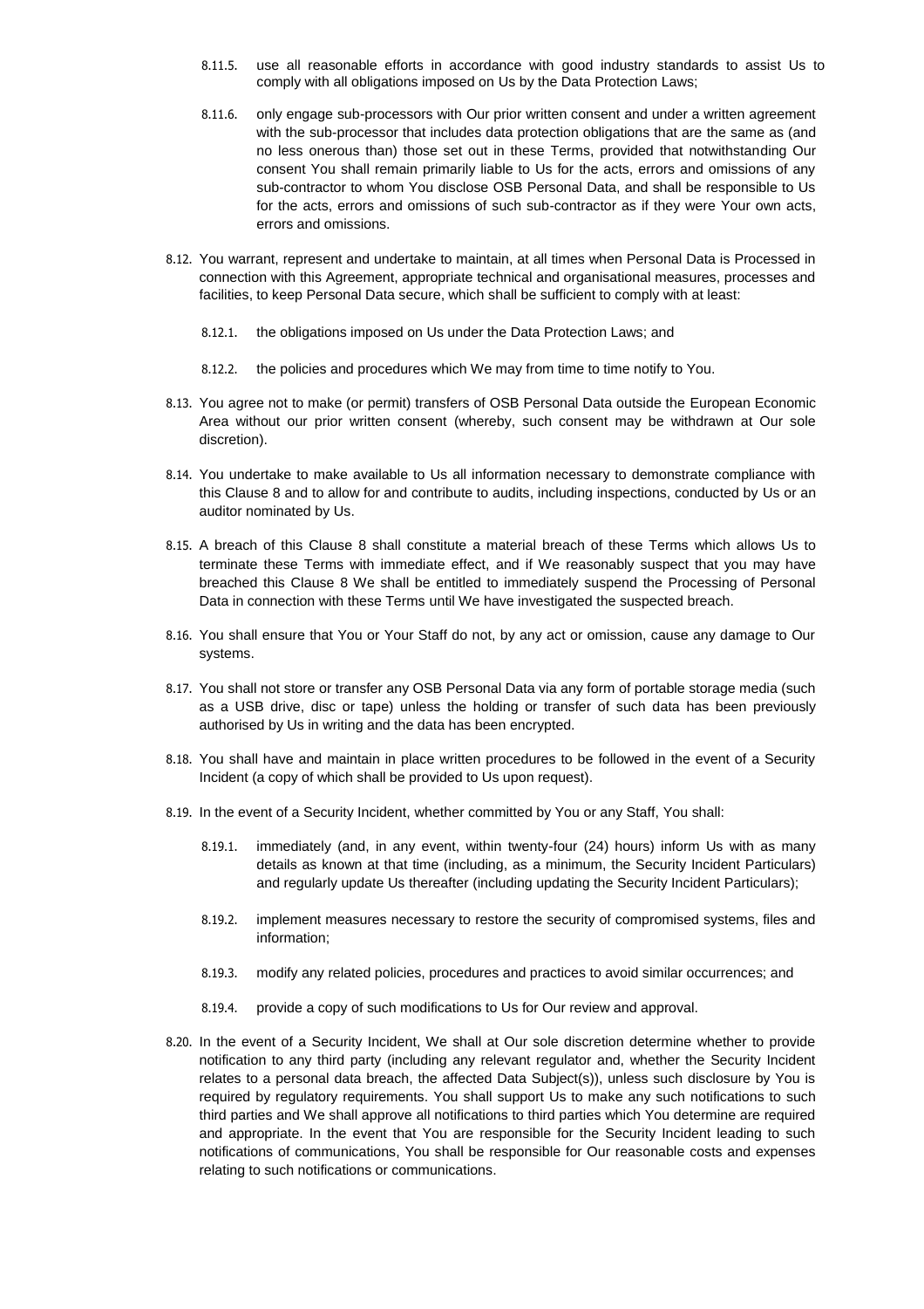8.11.5. use all reasonable efforts in accordance with good industry standards to assist Us to comply with all obligations imposed on Us by the Data Protection Laws;

8.11.6. only engage sub-processors with Our prior written consent and under a written agreement with the sub-processor that includes data protection obligations that are the same as (and no less onerous than) those set out in these Terms, provided that notwithstanding Our consent You shall remain primarily liable to Us for the acts, errors and omissions of any sub-contractor to whom You disclose OSB Personal Data, and shall be responsible to Us for the acts, errors and omissions of such sub-contractor as if they were Your own acts, errors and omissions.

8.12. You warrant, represent and undertake to maintain, at all times when Personal Data is Processed in connection with this Agreement, appropriate technical and organisational measures, processes and facilities, to keep Personal Data secure, which shall be sufficient to comply with at least:

8.12.1. the obligations imposed on Us under the Data Protection Laws; and

8.12.2. the policies and procedures which We may from time to time notify to You.

8.13. You agree not to make (or permit) transfers of OSB Personal Data outside the European Economic Area without our prior written consent (whereby, such consent may be withdrawn at Our sole discretion).

8.14. You undertake to make available to Us all information necessary to demonstrate compliance with this Clause 8 and to allow for and contribute to audits, including inspections, conducted by Us or an auditor nominated by Us.

8.15. A breach of this Clause 8 shall constitute a material breach of these Terms which allows Us to terminate these Terms with immediate effect, and if We reasonably suspect that you may have breached this Clause 8 We shall be entitled to immediately suspend the Processing of Personal Data in connection with these Terms until We have investigated the suspected breach.

8.16. You shall ensure that You or Your Staff do not, by any act or omission, cause any damage to Our systems.

8.17. You shall not store or transfer any OSB Personal Data via any form of portable storage media (such as a USB drive, disc or tape) unless the holding or transfer of such data has been previously authorised by Us in writing and the data has been encrypted.

8.18. You shall have and maintain in place written procedures to be followed in the event of a Security Incident (a copy of which shall be provided to Us upon request).

8.19. In the event of a Security Incident, whether committed by You or any Staff, You shall:

8.19.1. immediately (and, in any event, within twenty-four (24) hours) inform Us with as many details as known at that time (including, as a minimum, the Security Incident Particulars) and regularly update Us thereafter (including updating the Security Incident Particulars);

8.19.2. implement measures necessary to restore the security of compromised systems, files and information;

8.19.3. modify any related policies, procedures and practices to avoid similar occurrences; and

8.19.4. provide a copy of such modifications to Us for Our review and approval.

8.20. In the event of a Security Incident, We shall at Our sole discretion determine whether to provide notification to any third party (including any relevant regulator and, whether the Security Incident relates to a personal data breach, the affected Data Subject(s)), unless such disclosure by You is required by regulatory requirements. You shall support Us to make any such notifications to such third parties and We shall approve all notifications to third parties which You determine are required and appropriate. In the event that You are responsible for the Security Incident leading to such notifications of communications, You shall be responsible for Our reasonable costs and expenses relating to such notifications or communications.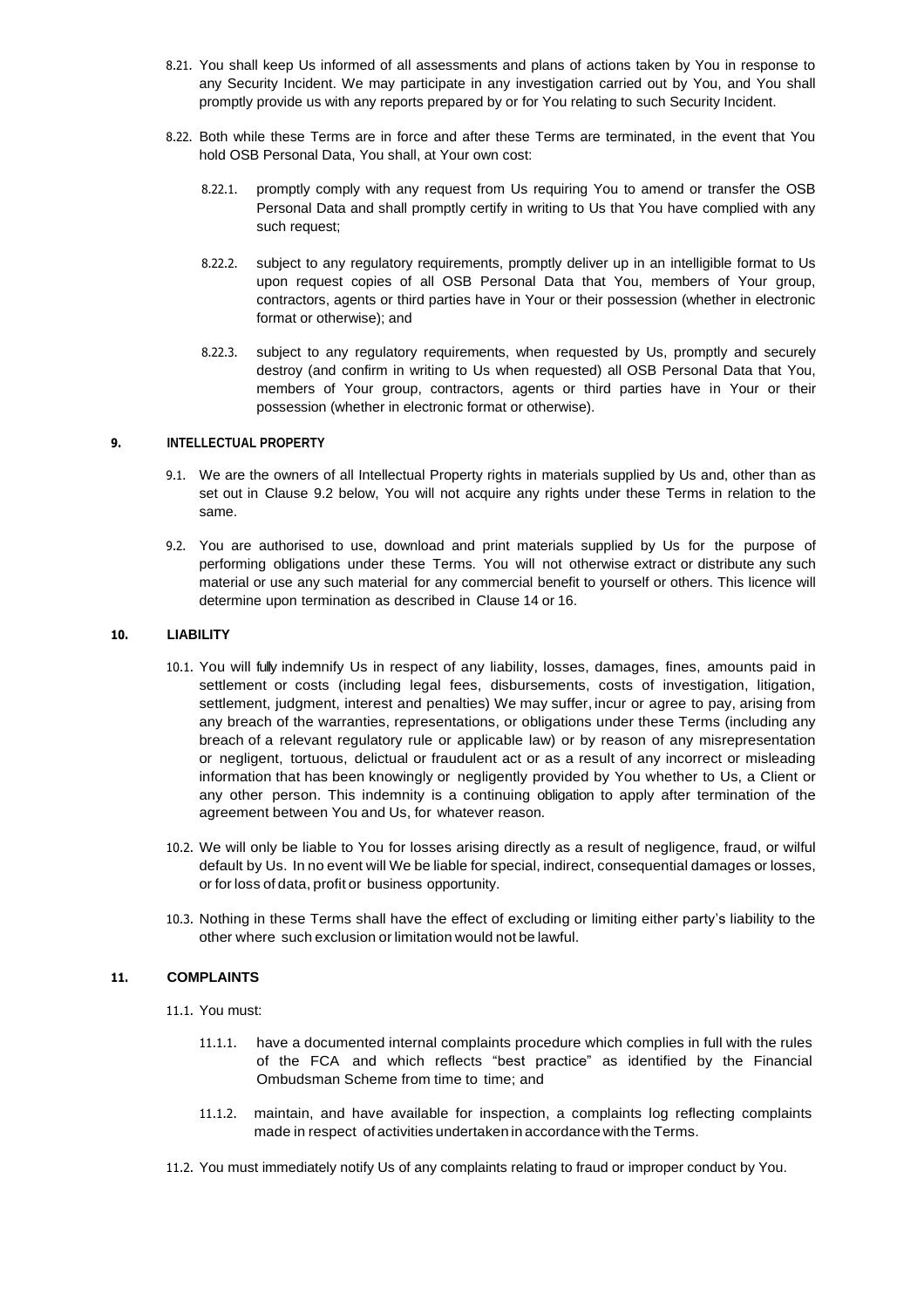8.21. You shall keep Us informed of all assessments and plans of actions taken by You in response to any Security Incident. We may participate in any investigation carried out by You, and You shall promptly provide us with any reports prepared by or for You relating to such Security Incident.

8.22. Both while these Terms are in force and after these Terms are terminated, in the event that You hold OSB Personal Data, You shall, at Your own cost:

8.22.1. promptly comply with any request from Us requiring You to amend or transfer the OSB Personal Data and shall promptly certify in writing to Us that You have complied with any such request;

8.22.2. subject to any regulatory requirements, promptly deliver up in an intelligible format to Us upon request copies of all OSB Personal Data that You, members of Your group, contractors, agents or third parties have in Your or their possession (whether in electronic format or otherwise); and

8.22.3. subject to any regulatory requirements, when requested by Us, promptly and securely destroy (and confirm in writing to Us when requested) all OSB Personal Data that You, members of Your group, contractors, agents or third parties have in Your or their possession (whether in electronic format or otherwise).

## 9. INTELLECTUAL PROPERTY

9.1. We are the owners of all Intellectual Property rights in materials supplied by Us and, other than as set out in Clause 9.2 below, You will not acquire any rights under these Terms in relation to the same.

9.2. You are authorised to use, download and print materials supplied by Us for the purpose of performing obligations under these Terms. You will not otherwise extract or distribute any such material or use any such material for any commercial benefit to yourself or others. This licence will determine upon termination as described in Clause 14 or 16.

## 10. LIABILITY

10.1. You will fully indemnify Us in respect of any liability, losses, damages, fines, amounts paid in settlement or costs (including legal fees, disbursements, costs of investigation, litigation, settlement, judgment, interest and penalties) We may suffer, incur or agree to pay, arising from any breach of the warranties, representations, or obligations under these Terms (including any breach of a relevant regulatory rule or applicable law) or by reason of any misrepresentation or negligent, tortuous, delictual or fraudulent act or as a result of any incorrect or misleading information that has been knowingly or negligently provided by You whether to Us, a Client or any other person. This indemnity is a continuing obligation to apply after termination of the agreement between You and Us, for whatever reason.

10.2. We will only be liable to You for losses arising directly as a result of negligence, fraud, or wilful default by Us. In no event will We be liable for special, indirect, consequential damages or losses, or for loss of data, profit or business opportunity.

10.3. Nothing in these Terms shall have the effect of excluding or limiting either party's liability to the other where such exclusion or limitation would not be lawful.

## 11. COMPLAINTS

11.1. You must:

11.1.1. have a documented internal complaints procedure which complies in full with the rules of the FCA and which reflects "best practice" as identified by the Financial Ombudsman Scheme from time to time; and

11.1.2. maintain, and have available for inspection, a complaints log reflecting complaints made in respect of activities undertaken in accordance with the Terms.

11.2. You must immediately notify Us of any complaints relating to fraud or improper conduct by You.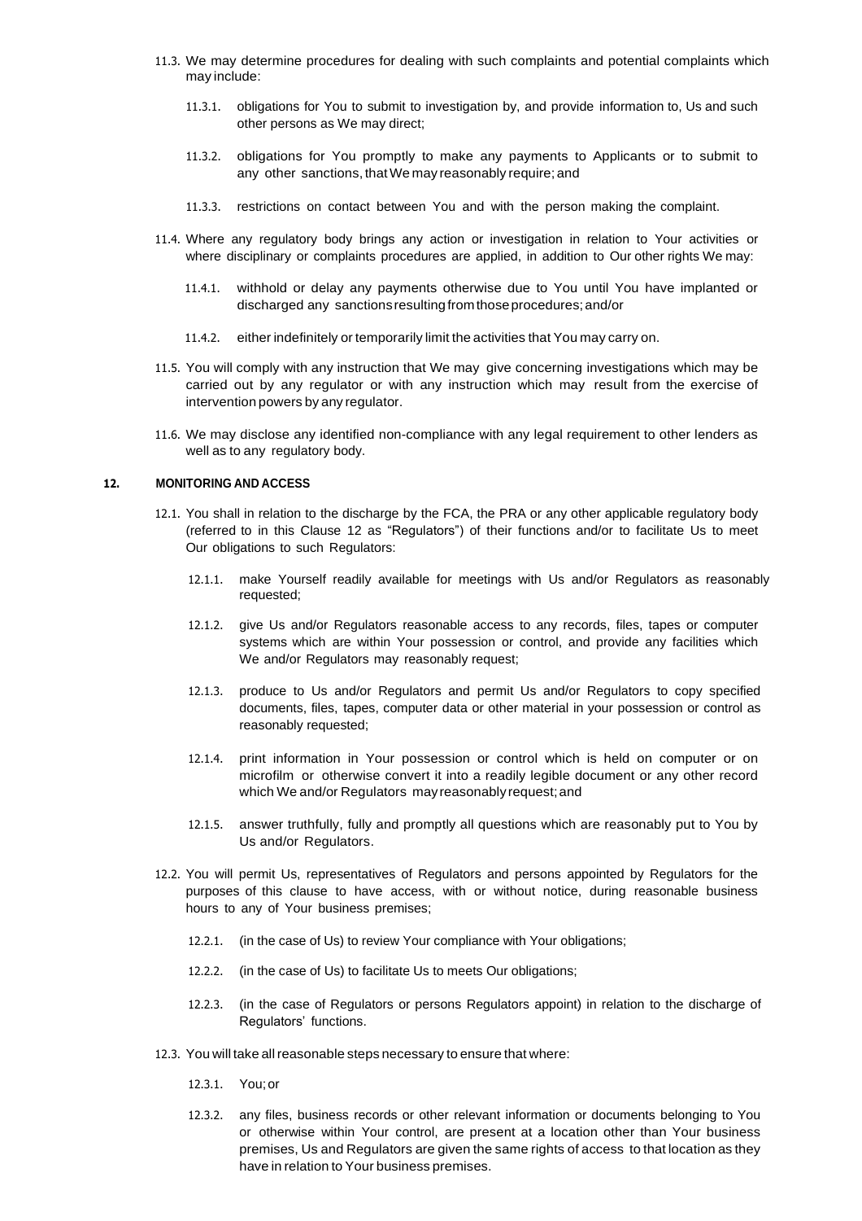11.3. We may determine procedures for dealing with such complaints and potential complaints which may include:

11.3.1. obligations for You to submit to investigation by, and provide information to, Us and such other persons as We may direct;

11.3.2. obligations for You promptly to make any payments to Applicants or to submit to any other sanctions, that We may reasonably require; and

11.3.3. restrictions on contact between You and with the person making the complaint.

11.4. Where any regulatory body brings any action or investigation in relation to Your activities or where disciplinary or complaints procedures are applied, in addition to Our other rights We may:

11.4.1. withhold or delay any payments otherwise due to You until You have implanted or discharged any sanctions resulting from those procedures; and/or

11.4.2. either indefinitely or temporarily limit the activities that You may carry on.

11.5. You will comply with any instruction that We may give concerning investigations which may be carried out by any regulator or with any instruction which may result from the exercise of intervention powers by any regulator.

11.6. We may disclose any identified non-compliance with any legal requirement to other lenders as well as to any regulatory body.

## 12. MONITORING AND ACCESS

12.1. You shall in relation to the discharge by the FCA, the PRA or any other applicable regulatory body (referred to in this Clause 12 as "Regulators") of their functions and/or to facilitate Us to meet Our obligations to such Regulators:

12.1.1. make Yourself readily available for meetings with Us and/or Regulators as reasonably requested;

12.1.2. give Us and/or Regulators reasonable access to any records, files, tapes or computer systems which are within Your possession or control, and provide any facilities which We and/or Regulators may reasonably request;

12.1.3. produce to Us and/or Regulators and permit Us and/or Regulators to copy specified documents, files, tapes, computer data or other material in your possession or control as reasonably requested;

12.1.4. print information in Your possession or control which is held on computer or on microfilm or otherwise convert it into a readily legible document or any other record which We and/or Regulators may reasonably request; and

12.1.5. answer truthfully, fully and promptly all questions which are reasonably put to You by Us and/or Regulators.

12.2. You will permit Us, representatives of Regulators and persons appointed by Regulators for the purposes of this clause to have access, with or without notice, during reasonable business hours to any of Your business premises;

12.2.1. (in the case of Us) to review Your compliance with Your obligations;

12.2.2. (in the case of Us) to facilitate Us to meets Our obligations;

12.2.3. (in the case of Regulators or persons Regulators appoint) in relation to the discharge of Regulators' functions.

12.3. You will take all reasonable steps necessary to ensure that where:

12.3.1. You; or

12.3.2. any files, business records or other relevant information or documents belonging to You or otherwise within Your control, are present at a location other than Your business premises, Us and Regulators are given the same rights of access to that location as they have in relation to Your business premises.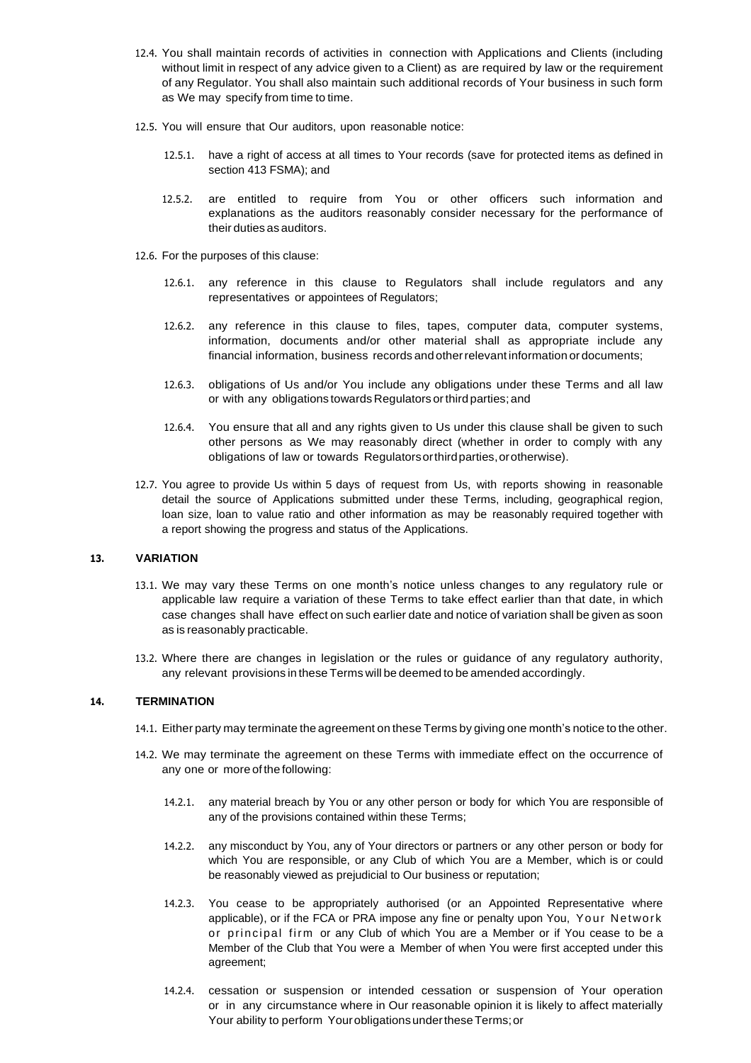12.4. You shall maintain records of activities in connection with Applications and Clients (including without limit in respect of any advice given to a Client) as are required by law or the requirement of any Regulator. You shall also maintain such additional records of Your business in such form as We may specify from time to time.

12.5. You will ensure that Our auditors, upon reasonable notice:

12.5.1. have a right of access at all times to Your records (save for protected items as defined in section 413 FSMA); and

12.5.2. are entitled to require from You or other officers such information and explanations as the auditors reasonably consider necessary for the performance of their duties as auditors.

12.6. For the purposes of this clause:

12.6.1. any reference in this clause to Regulators shall include regulators and any representatives or appointees of Regulators;

12.6.2. any reference in this clause to files, tapes, computer data, computer systems, information, documents and/or other material shall as appropriate include any financial information, business records and other relevant information or documents;

12.6.3. obligations of Us and/or You include any obligations under these Terms and all law or with any obligations towards Regulators or third parties; and

12.6.4. You ensure that all and any rights given to Us under this clause shall be given to such other persons as We may reasonably direct (whether in order to comply with any obligations of law or towards Regulators or third parties, or otherwise).

12.7. You agree to provide Us within 5 days of request from Us, with reports showing in reasonable detail the source of Applications submitted under these Terms, including, geographical region, loan size, loan to value ratio and other information as may be reasonably required together with a report showing the progress and status of the Applications.

**13. VARIATION**

13.1. We may vary these Terms on one month's notice unless changes to any regulatory rule or applicable law require a variation of these Terms to take effect earlier than that date, in which case changes shall have effect on such earlier date and notice of variation shall be given as soon as is reasonably practicable.

13.2. Where there are changes in legislation or the rules or guidance of any regulatory authority, any relevant provisions in these Terms will be deemed to be amended accordingly.

**14. TERMINATION**

14.1. Either party may terminate the agreement on these Terms by giving one month's notice to the other.

14.2. We may terminate the agreement on these Terms with immediate effect on the occurrence of any one or more of the following:

14.2.1. any material breach by You or any other person or body for which You are responsible of any of the provisions contained within these Terms;

14.2.2. any misconduct by You, any of Your directors or partners or any other person or body for which You are responsible, or any Club of which You are a Member, which is or could be reasonably viewed as prejudicial to Our business or reputation;

14.2.3. You cease to be appropriately authorised (or an Appointed Representative where applicable), or if the FCA or PRA impose any fine or penalty upon You, Your Network or principal firm or any Club of which You are a Member or if You cease to be a Member of the Club that You were a Member of when You were first accepted under this agreement;

14.2.4. cessation or suspension or intended cessation or suspension of Your operation or in any circumstance where in Our reasonable opinion it is likely to affect materially Your ability to perform Your obligations under these Terms; or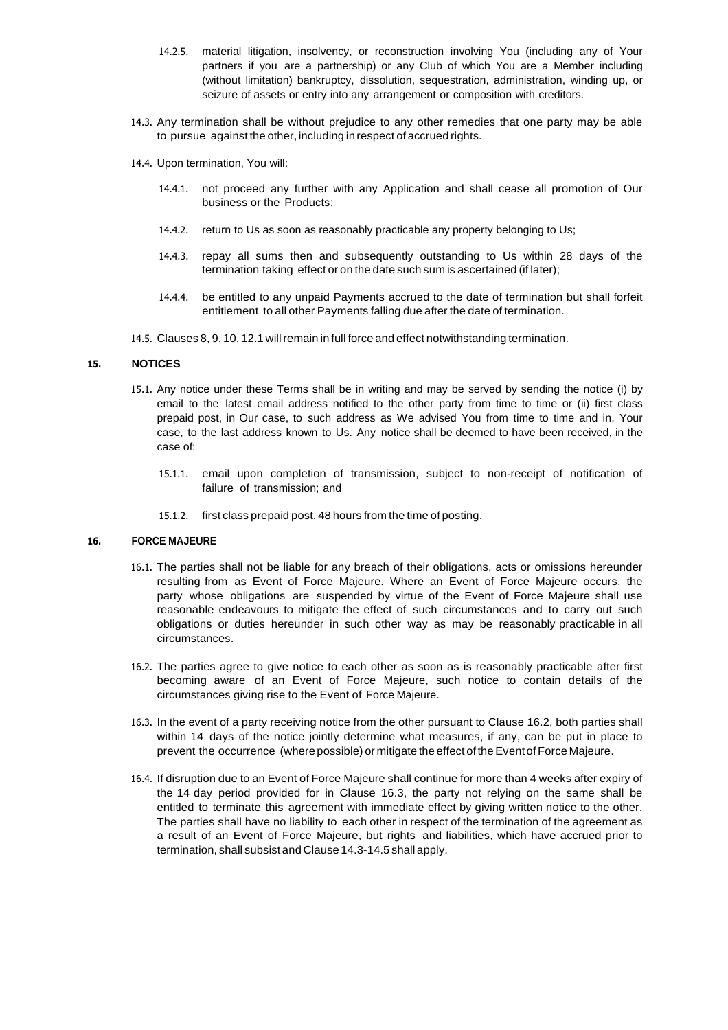14.2.5. material litigation, insolvency, or reconstruction involving You (including any of Your partners if you are a partnership) or any Club of which You are a Member including (without limitation) bankruptcy, dissolution, sequestration, administration, winding up, or seizure of assets or entry into any arrangement or composition with creditors.

14.3. Any termination shall be without prejudice to any other remedies that one party may be able to pursue against the other, including in respect of accrued rights.

14.4. Upon termination, You will:

14.4.1. not proceed any further with any Application and shall cease all promotion of Our business or the Products;

14.4.2. return to Us as soon as reasonably practicable any property belonging to Us;

14.4.3. repay all sums then and subsequently outstanding to Us within 28 days of the termination taking effect or on the date such sum is ascertained (if later);

14.4.4. be entitled to any unpaid Payments accrued to the date of termination but shall forfeit entitlement to all other Payments falling due after the date of termination.

14.5. Clauses 8, 9, 10, 12.1 will remain in full force and effect notwithstanding termination.

## 15. NOTICES

15.1. Any notice under these Terms shall be in writing and may be served by sending the notice (i) by email to the latest email address notified to the other party from time to time or (ii) first class prepaid post, in Our case, to such address as We advised You from time to time and in, Your case, to the last address known to Us. Any notice shall be deemed to have been received, in the case of:

15.1.1. email upon completion of transmission, subject to non-receipt of notification of failure of transmission; and

15.1.2. first class prepaid post, 48 hours from the time of posting.

## 16. FORCE MAJEURE

16.1. The parties shall not be liable for any breach of their obligations, acts or omissions hereunder resulting from as Event of Force Majeure. Where an Event of Force Majeure occurs, the party whose obligations are suspended by virtue of the Event of Force Majeure shall use reasonable endeavours to mitigate the effect of such circumstances and to carry out such obligations or duties hereunder in such other way as may be reasonably practicable in all circumstances.

16.2. The parties agree to give notice to each other as soon as is reasonably practicable after first becoming aware of an Event of Force Majeure, such notice to contain details of the circumstances giving rise to the Event of Force Majeure.

16.3. In the event of a party receiving notice from the other pursuant to Clause 16.2, both parties shall within 14 days of the notice jointly determine what measures, if any, can be put in place to prevent the occurrence (where possible) or mitigate the effect of the Event of Force Majeure.

16.4. If disruption due to an Event of Force Majeure shall continue for more than 4 weeks after expiry of the 14 day period provided for in Clause 16.3, the party not relying on the same shall be entitled to terminate this agreement with immediate effect by giving written notice to the other. The parties shall have no liability to each other in respect of the termination of the agreement as a result of an Event of Force Majeure, but rights and liabilities, which have accrued prior to termination, shall subsist and Clause 14.3-14.5 shall apply.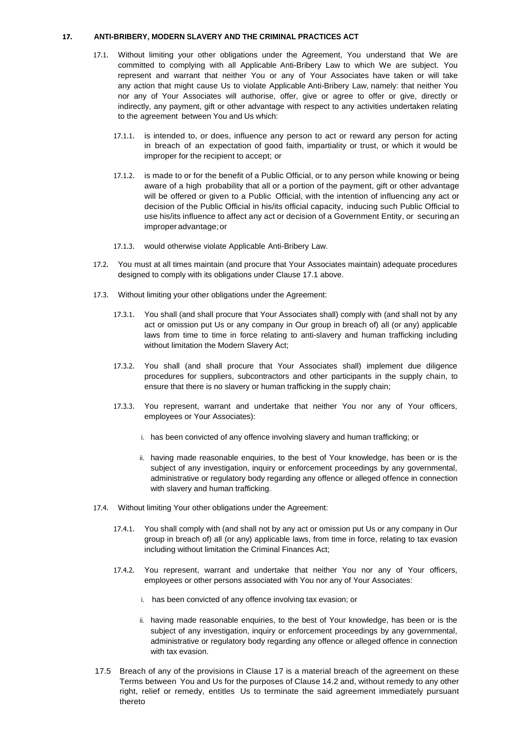**17. ANTI-BRIBERY, MODERN SLAVERY AND THE CRIMINAL PRACTICES ACT**

17.1. Without limiting your other obligations under the Agreement, You understand that We are committed to complying with all Applicable Anti-Bribery Law to which We are subject. You represent and warrant that neither You or any of Your Associates have taken or will take any action that might cause Us to violate Applicable Anti-Bribery Law, namely: that neither You nor any of Your Associates will authorise, offer, give or agree to offer or give, directly or indirectly, any payment, gift or other advantage with respect to any activities undertaken relating to the agreement between You and Us which:

17.1.1. is intended to, or does, influence any person to act or reward any person for acting in breach of an expectation of good faith, impartiality or trust, or which it would be improper for the recipient to accept; or

17.1.2. is made to or for the benefit of a Public Official, or to any person while knowing or being aware of a high probability that all or a portion of the payment, gift or other advantage will be offered or given to a Public Official, with the intention of influencing any act or decision of the Public Official in his/its official capacity, inducing such Public Official to use his/its influence to affect any act or decision of a Government Entity, or securing an improper advantage; or

17.1.3. would otherwise violate Applicable Anti-Bribery Law.

17.2. You must at all times maintain (and procure that Your Associates maintain) adequate procedures designed to comply with its obligations under Clause 17.1 above.

17.3. Without limiting your other obligations under the Agreement:

17.3.1. You shall (and shall procure that Your Associates shall) comply with (and shall not by any act or omission put Us or any company in Our group in breach of) all (or any) applicable laws from time to time in force relating to anti-slavery and human trafficking including without limitation the Modern Slavery Act;

17.3.2. You shall (and shall procure that Your Associates shall) implement due diligence procedures for suppliers, subcontractors and other participants in the supply chain, to ensure that there is no slavery or human trafficking in the supply chain;

17.3.3. You represent, warrant and undertake that neither You nor any of Your officers, employees or Your Associates):

i. has been convicted of any offence involving slavery and human trafficking; or

ii. having made reasonable enquiries, to the best of Your knowledge, has been or is the subject of any investigation, inquiry or enforcement proceedings by any governmental, administrative or regulatory body regarding any offence or alleged offence in connection with slavery and human trafficking.

17.4. Without limiting Your other obligations under the Agreement:

17.4.1. You shall comply with (and shall not by any act or omission put Us or any company in Our group in breach of) all (or any) applicable laws, from time in force, relating to tax evasion including without limitation the Criminal Finances Act;

17.4.2. You represent, warrant and undertake that neither You nor any of Your officers, employees or other persons associated with You nor any of Your Associates:

i. has been convicted of any offence involving tax evasion; or

ii. having made reasonable enquiries, to the best of Your knowledge, has been or is the subject of any investigation, inquiry or enforcement proceedings by any governmental, administrative or regulatory body regarding any offence or alleged offence in connection with tax evasion.

17.5 Breach of any of the provisions in Clause 17 is a material breach of the agreement on these Terms between You and Us for the purposes of Clause 14.2 and, without remedy to any other right, relief or remedy, entitles Us to terminate the said agreement immediately pursuant thereto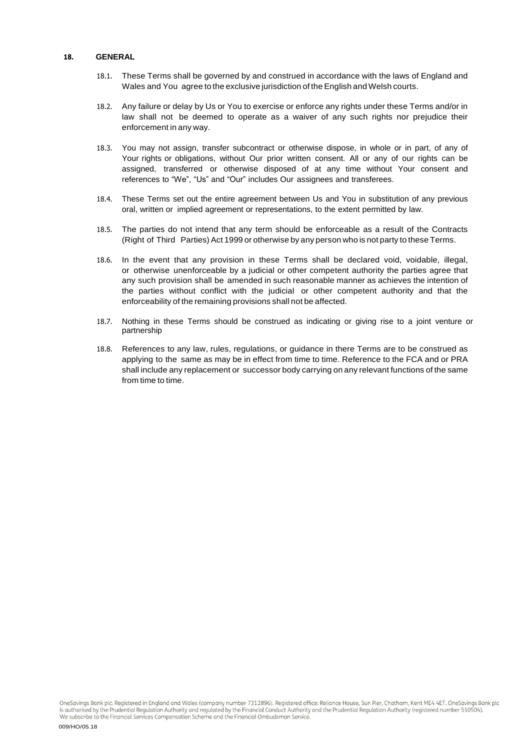## 18. GENERAL

18.1. These Terms shall be governed by and construed in accordance with the laws of England and Wales and You agree to the exclusive jurisdiction of the English and Welsh courts.

18.2. Any failure or delay by Us or You to exercise or enforce any rights under these Terms and/or in law shall not be deemed to operate as a waiver of any such rights nor prejudice their enforcement in any way.

18.3. You may not assign, transfer subcontract or otherwise dispose, in whole or in part, of any of Your rights or obligations, without Our prior written consent. All or any of our rights can be assigned, transferred or otherwise disposed of at any time without Your consent and references to "We", "Us" and "Our" includes Our assignees and transferees.

18.4. These Terms set out the entire agreement between Us and You in substitution of any previous oral, written or implied agreement or representations, to the extent permitted by law.

18.5. The parties do not intend that any term should be enforceable as a result of the Contracts (Right of Third Parties) Act 1999 or otherwise by any person who is not party to these Terms.

18.6. In the event that any provision in these Terms shall be declared void, voidable, illegal, or otherwise unenforceable by a judicial or other competent authority the parties agree that any such provision shall be amended in such reasonable manner as achieves the intention of the parties without conflict with the judicial or other competent authority and that the enforceability of the remaining provisions shall not be affected.

18.7. Nothing in these Terms should be construed as indicating or giving rise to a joint venture or partnership

18.8. References to any law, rules, regulations, or guidance in there Terms are to be construed as applying to the same as may be in effect from time to time. Reference to the FCA and or PRA shall include any replacement or successor body carrying on any relevant functions of the same from time to time.

OneSavings Bank plc. Registered in England and Wales (company number 7312896). Registered office: Reliance House, Sun Pier, Chatham, Kent ME4 4ET. OneSavings Bank plc is authorised by the Prudential Regulation Authority and regulated by the Financial Conduct Authority and the Prudential Regulation Authority (registered number 530504). We subscribe to the Financial Services Compensation Scheme and the Financial Ombudsman Service.

009/HO/05.18